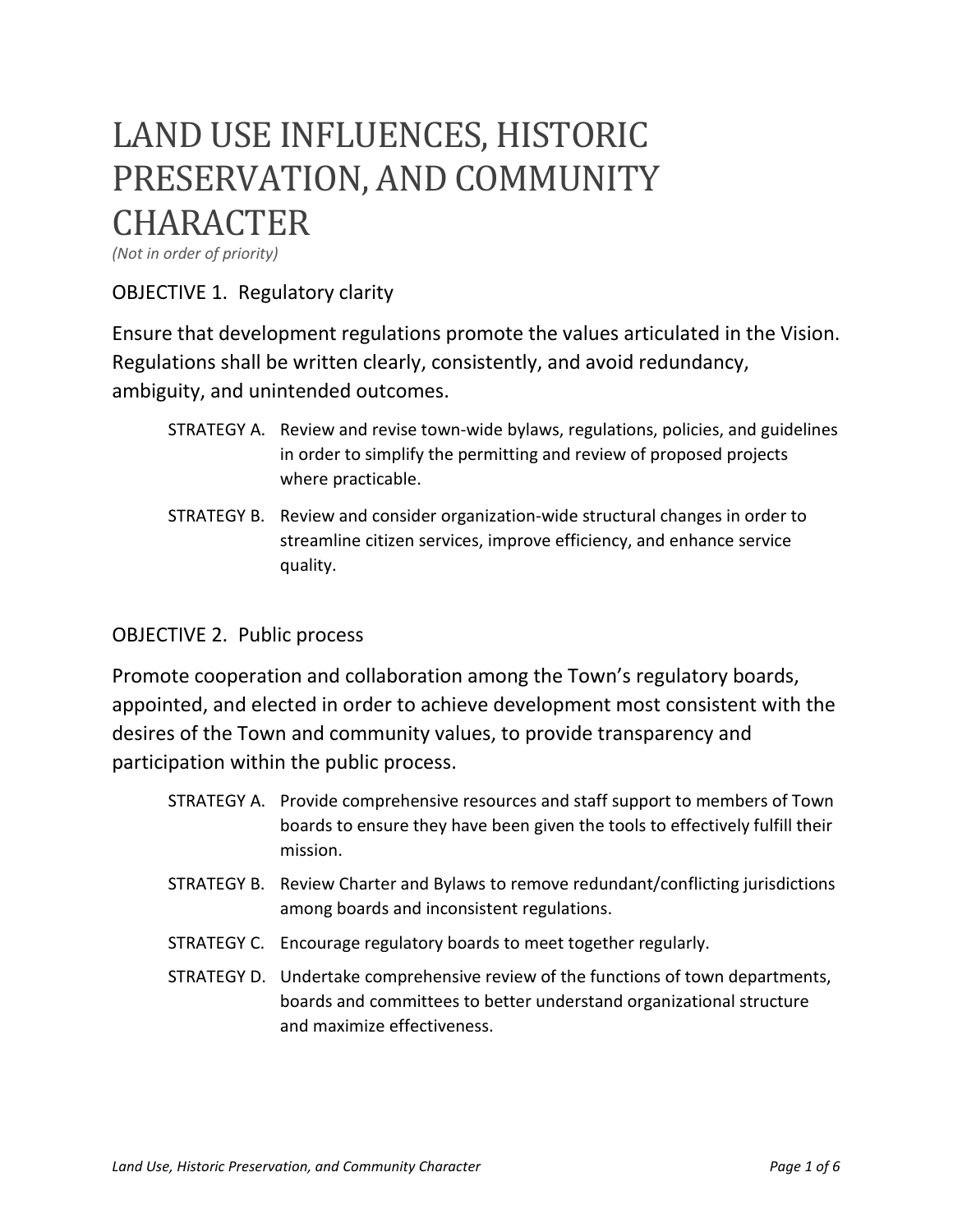# LAND USE INFLUENCES, HISTORIC PRESERVATION, AND COMMUNITY CHARACTER

*(Not in order of priority)*

## OBJECTIVE 1. Regulatory clarity

Ensure that development regulations promote the values articulated in the Vision. Regulations shall be written clearly, consistently, and avoid redundancy, ambiguity, and unintended outcomes.

- STRATEGY A. Review and revise town-wide bylaws, regulations, policies, and guidelines in order to simplify the permitting and review of proposed projects where practicable.
- STRATEGY B. Review and consider organization-wide structural changes in order to streamline citizen services, improve efficiency, and enhance service quality.

## OBJECTIVE 2. Public process

Promote cooperation and collaboration among the Town's regulatory boards, appointed, and elected in order to achieve development most consistent with the desires of the Town and community values, to provide transparency and participation within the public process.

- STRATEGY A. Provide comprehensive resources and staff support to members of Town boards to ensure they have been given the tools to effectively fulfill their mission.
- STRATEGY B. Review Charter and Bylaws to remove redundant/conflicting jurisdictions among boards and inconsistent regulations.
- STRATEGY C. Encourage regulatory boards to meet together regularly.
- STRATEGY D. Undertake comprehensive review of the functions of town departments, boards and committees to better understand organizational structure and maximize effectiveness.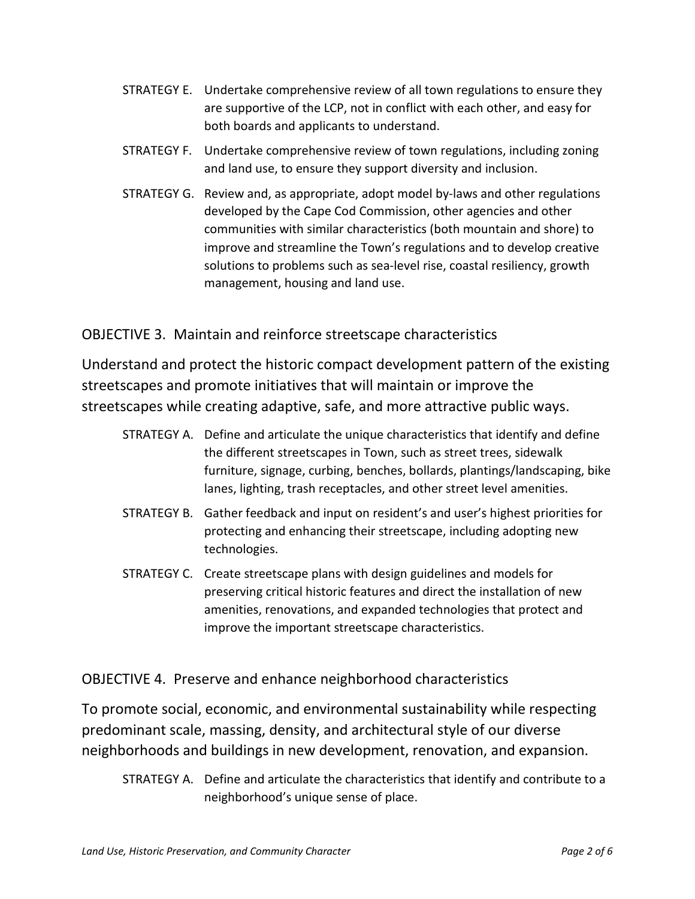STRATEGY E. Undertake comprehensive review of all town regulations to ensure they are supportive of the LCP, not in conflict with each other, and easy for both boards and applicants to understand.

STRATEGY F. Undertake comprehensive review of town regulations, including zoning and land use, to ensure they support diversity and inclusion.

STRATEGY G. Review and, as appropriate, adopt model by-laws and other regulations developed by the Cape Cod Commission, other agencies and other communities with similar characteristics (both mountain and shore) to improve and streamline the Town's regulations and to develop creative solutions to problems such as sea-level rise, coastal resiliency, growth management, housing and land use.

## OBJECTIVE 3. Maintain and reinforce streetscape characteristics

Understand and protect the historic compact development pattern of the existing streetscapes and promote initiatives that will maintain or improve the streetscapes while creating adaptive, safe, and more attractive public ways.

STRATEGY A. Define and articulate the unique characteristics that identify and define the different streetscapes in Town, such as street trees, sidewalk furniture, signage, curbing, benches, bollards, plantings/landscaping, bike lanes, lighting, trash receptacles, and other street level amenities.

STRATEGY B. Gather feedback and input on resident's and user's highest priorities for protecting and enhancing their streetscape, including adopting new technologies.

STRATEGY C. Create streetscape plans with design guidelines and models for preserving critical historic features and direct the installation of new amenities, renovations, and expanded technologies that protect and improve the important streetscape characteristics.

## OBJECTIVE 4. Preserve and enhance neighborhood characteristics

To promote social, economic, and environmental sustainability while respecting predominant scale, massing, density, and architectural style of our diverse neighborhoods and buildings in new development, renovation, and expansion.

STRATEGY A. Define and articulate the characteristics that identify and contribute to a neighborhood's unique sense of place.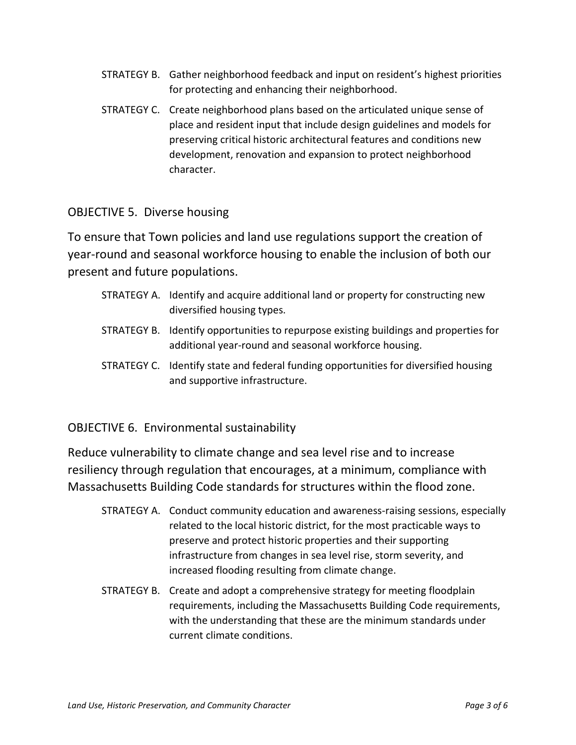STRATEGY B. Gather neighborhood feedback and input on resident's highest priorities for protecting and enhancing their neighborhood.

STRATEGY C. Create neighborhood plans based on the articulated unique sense of place and resident input that include design guidelines and models for preserving critical historic architectural features and conditions new development, renovation and expansion to protect neighborhood character.

## OBJECTIVE 5. Diverse housing

To ensure that Town policies and land use regulations support the creation of year-round and seasonal workforce housing to enable the inclusion of both our present and future populations.

STRATEGY A. Identify and acquire additional land or property for constructing new diversified housing types.

STRATEGY B. Identify opportunities to repurpose existing buildings and properties for additional year-round and seasonal workforce housing.

STRATEGY C. Identify state and federal funding opportunities for diversified housing and supportive infrastructure.

## OBJECTIVE 6. Environmental sustainability

Reduce vulnerability to climate change and sea level rise and to increase resiliency through regulation that encourages, at a minimum, compliance with Massachusetts Building Code standards for structures within the flood zone.

STRATEGY A. Conduct community education and awareness-raising sessions, especially related to the local historic district, for the most practicable ways to preserve and protect historic properties and their supporting infrastructure from changes in sea level rise, storm severity, and increased flooding resulting from climate change.

STRATEGY B. Create and adopt a comprehensive strategy for meeting floodplain requirements, including the Massachusetts Building Code requirements, with the understanding that these are the minimum standards under current climate conditions.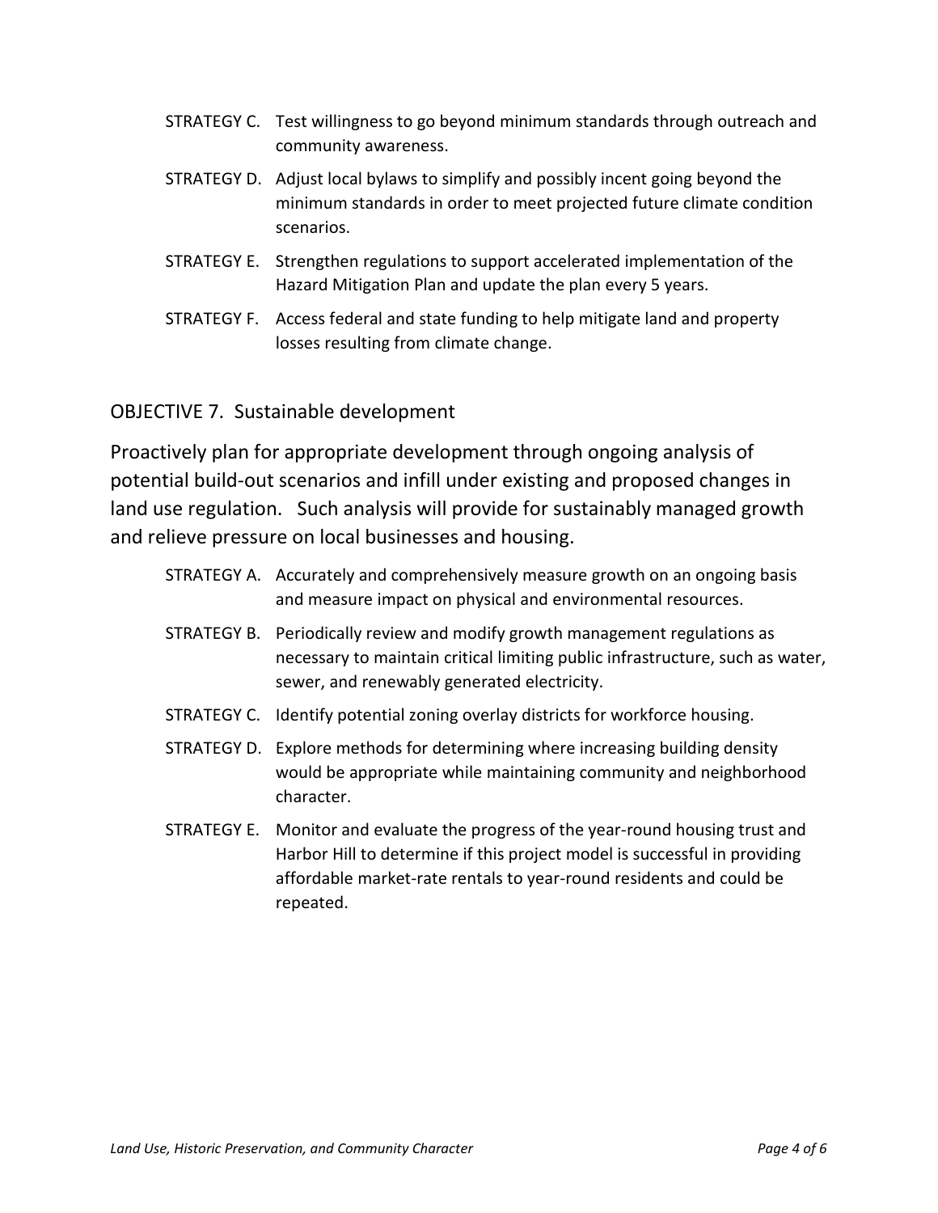STRATEGY C. Test willingness to go beyond minimum standards through outreach and community awareness.

STRATEGY D. Adjust local bylaws to simplify and possibly incent going beyond the minimum standards in order to meet projected future climate condition scenarios.

STRATEGY E. Strengthen regulations to support accelerated implementation of the Hazard Mitigation Plan and update the plan every 5 years.

STRATEGY F. Access federal and state funding to help mitigate land and property losses resulting from climate change.

## OBJECTIVE 7. Sustainable development

Proactively plan for appropriate development through ongoing analysis of potential build-out scenarios and infill under existing and proposed changes in land use regulation. Such analysis will provide for sustainably managed growth and relieve pressure on local businesses and housing.

STRATEGY A. Accurately and comprehensively measure growth on an ongoing basis and measure impact on physical and environmental resources.

STRATEGY B. Periodically review and modify growth management regulations as necessary to maintain critical limiting public infrastructure, such as water, sewer, and renewably generated electricity.

STRATEGY C. Identify potential zoning overlay districts for workforce housing.

STRATEGY D. Explore methods for determining where increasing building density would be appropriate while maintaining community and neighborhood character.

STRATEGY E. Monitor and evaluate the progress of the year-round housing trust and Harbor Hill to determine if this project model is successful in providing affordable market-rate rentals to year-round residents and could be repeated.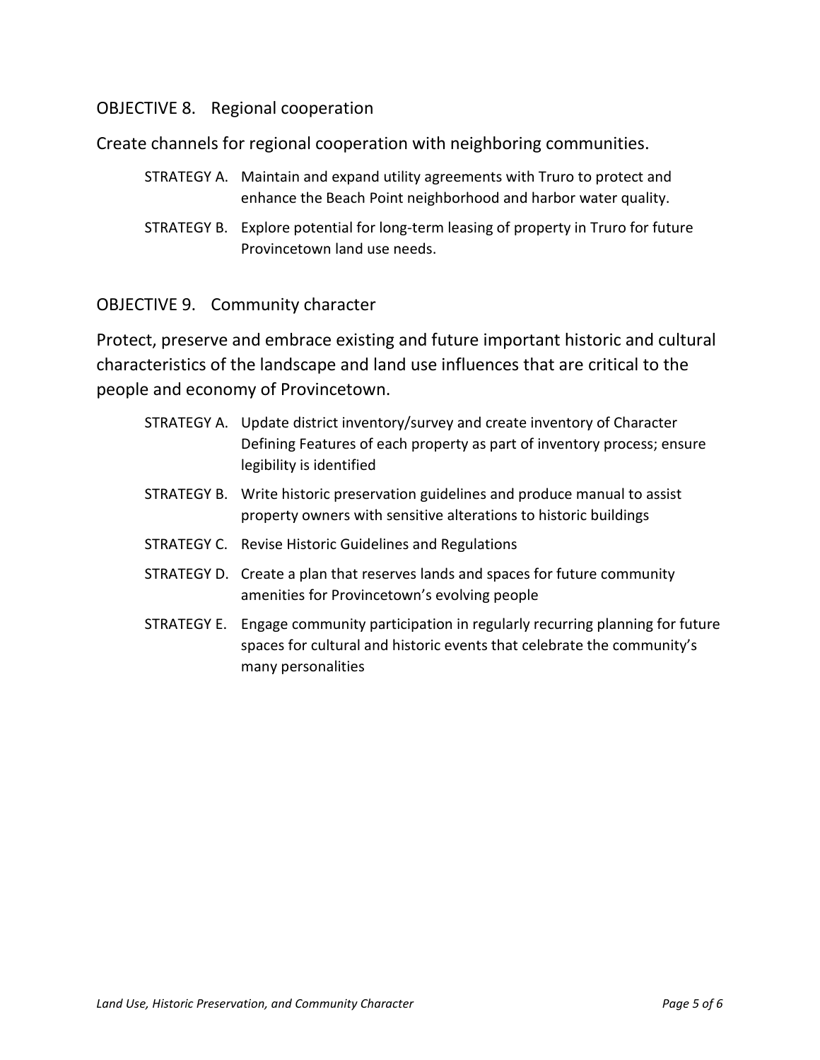### OBJECTIVE 8. Regional cooperation

Create channels for regional cooperation with neighboring communities.

- STRATEGY A. Maintain and expand utility agreements with Truro to protect and enhance the Beach Point neighborhood and harbor water quality.
- STRATEGY B. Explore potential for long-term leasing of property in Truro for future Provincetown land use needs.

### OBJECTIVE 9. Community character

Protect, preserve and embrace existing and future important historic and cultural characteristics of the landscape and land use influences that are critical to the people and economy of Provincetown.

- STRATEGY A. Update district inventory/survey and create inventory of Character Defining Features of each property as part of inventory process; ensure legibility is identified
- STRATEGY B. Write historic preservation guidelines and produce manual to assist property owners with sensitive alterations to historic buildings
- STRATEGY C. Revise Historic Guidelines and Regulations
- STRATEGY D. Create a plan that reserves lands and spaces for future community amenities for Provincetown's evolving people
- STRATEGY E. Engage community participation in regularly recurring planning for future spaces for cultural and historic events that celebrate the community's many personalities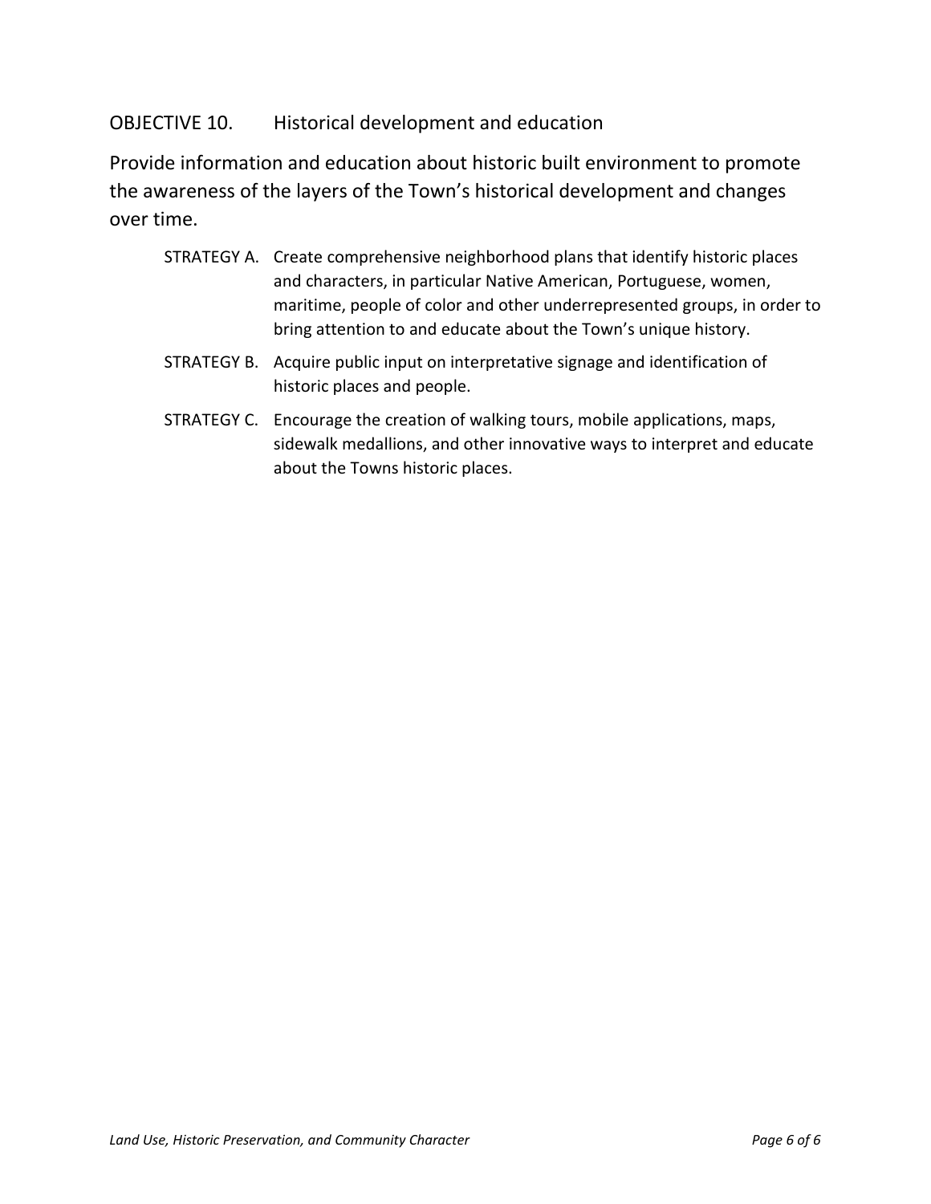## OBJECTIVE 10. Historical development and education

Provide information and education about historic built environment to promote the awareness of the layers of the Town's historical development and changes over time.

- STRATEGY A. Create comprehensive neighborhood plans that identify historic places and characters, in particular Native American, Portuguese, women, maritime, people of color and other underrepresented groups, in order to bring attention to and educate about the Town's unique history.
- STRATEGY B. Acquire public input on interpretative signage and identification of historic places and people.
- STRATEGY C. Encourage the creation of walking tours, mobile applications, maps, sidewalk medallions, and other innovative ways to interpret and educate about the Towns historic places.